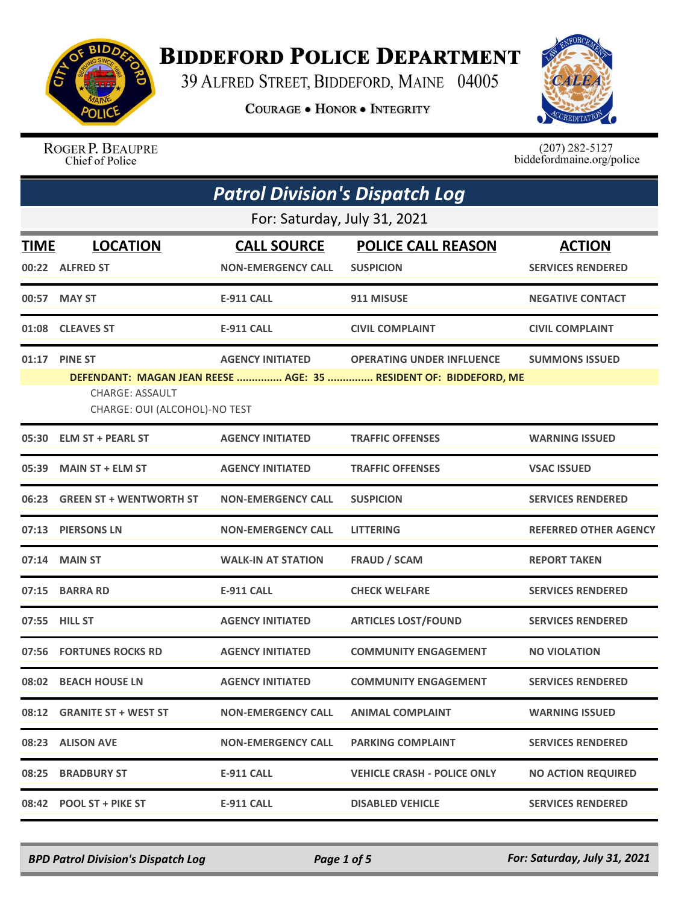# Biddeford Police Department

39 Alfred Street, Biddeford, Maine 04005

**Courage • Honor • Integrity**

Roger P. Beaupre
Chief of Police

(207) 282-5127
biddefordmaine.org/police

## *Patrol Division's Dispatch Log*

For: Saturday, July 31, 2021

| TIME | LOCATION | CALL SOURCE | POLICE CALL REASON | ACTION |
|---|---|---|---|---|
| 00:22 | ALFRED ST | NON-EMERGENCY CALL | SUSPICION | SERVICES RENDERED |
| 00:57 | MAY ST | E-911 CALL | 911 MISUSE | NEGATIVE CONTACT |
| 01:08 | CLEAVES ST | E-911 CALL | CIVIL COMPLAINT | CIVIL COMPLAINT |
| 01:17 | PINE ST | AGENCY INITIATED | OPERATING UNDER INFLUENCE | SUMMONS ISSUED |
| | DEFENDANT: MAGAN JEAN REESE ............... AGE: 35 ............... RESIDENT OF: BIDDEFORD, ME<br>CHARGE: ASSAULT<br>CHARGE: OUI (ALCOHOL)-NO TEST | | | |
| 05:30 | ELM ST + PEARL ST | AGENCY INITIATED | TRAFFIC OFFENSES | WARNING ISSUED |
| 05:39 | MAIN ST + ELM ST | AGENCY INITIATED | TRAFFIC OFFENSES | VSAC ISSUED |
| 06:23 | GREEN ST + WENTWORTH ST | NON-EMERGENCY CALL | SUSPICION | SERVICES RENDERED |
| 07:13 | PIERSONS LN | NON-EMERGENCY CALL | LITTERING | REFERRED OTHER AGENCY |
| 07:14 | MAIN ST | WALK-IN AT STATION | FRAUD / SCAM | REPORT TAKEN |
| 07:15 | BARRA RD | E-911 CALL | CHECK WELFARE | SERVICES RENDERED |
| 07:55 | HILL ST | AGENCY INITIATED | ARTICLES LOST/FOUND | SERVICES RENDERED |
| 07:56 | FORTUNES ROCKS RD | AGENCY INITIATED | COMMUNITY ENGAGEMENT | NO VIOLATION |
| 08:02 | BEACH HOUSE LN | AGENCY INITIATED | COMMUNITY ENGAGEMENT | SERVICES RENDERED |
| 08:12 | GRANITE ST + WEST ST | NON-EMERGENCY CALL | ANIMAL COMPLAINT | WARNING ISSUED |
| 08:23 | ALISON AVE | NON-EMERGENCY CALL | PARKING COMPLAINT | SERVICES RENDERED |
| 08:25 | BRADBURY ST | E-911 CALL | VEHICLE CRASH - POLICE ONLY | NO ACTION REQUIRED |
| 08:42 | POOL ST + PIKE ST | E-911 CALL | DISABLED VEHICLE | SERVICES RENDERED |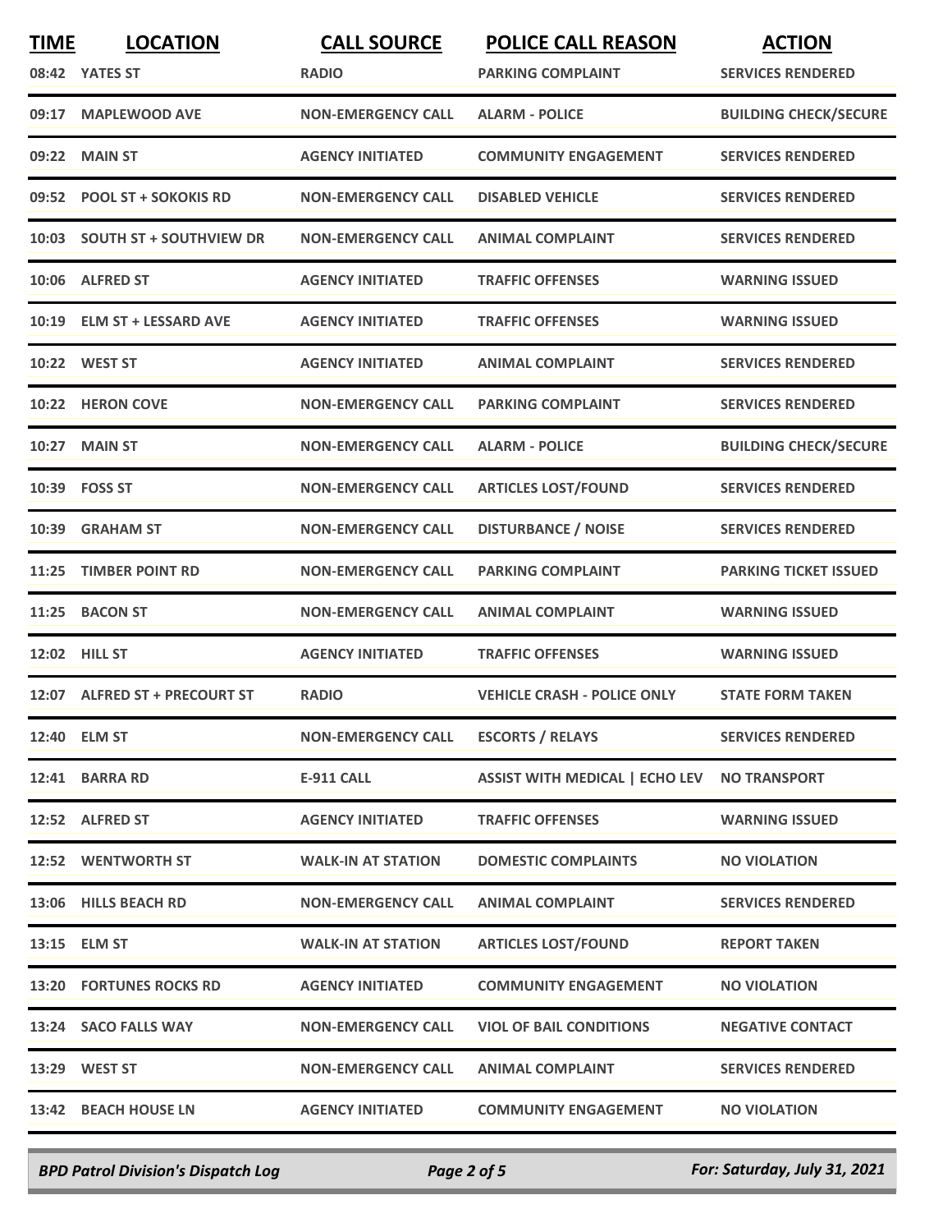| TIME | LOCATION | CALL SOURCE | POLICE CALL REASON | ACTION |
|---|---|---|---|---|
| 08:42 | YATES ST | RADIO | PARKING COMPLAINT | SERVICES RENDERED |
| 09:17 | MAPLEWOOD AVE | NON-EMERGENCY CALL | ALARM - POLICE | BUILDING CHECK/SECURE |
| 09:22 | MAIN ST | AGENCY INITIATED | COMMUNITY ENGAGEMENT | SERVICES RENDERED |
| 09:52 | POOL ST + SOKOKIS RD | NON-EMERGENCY CALL | DISABLED VEHICLE | SERVICES RENDERED |
| 10:03 | SOUTH ST + SOUTHVIEW DR | NON-EMERGENCY CALL | ANIMAL COMPLAINT | SERVICES RENDERED |
| 10:06 | ALFRED ST | AGENCY INITIATED | TRAFFIC OFFENSES | WARNING ISSUED |
| 10:19 | ELM ST + LESSARD AVE | AGENCY INITIATED | TRAFFIC OFFENSES | WARNING ISSUED |
| 10:22 | WEST ST | AGENCY INITIATED | ANIMAL COMPLAINT | SERVICES RENDERED |
| 10:22 | HERON COVE | NON-EMERGENCY CALL | PARKING COMPLAINT | SERVICES RENDERED |
| 10:27 | MAIN ST | NON-EMERGENCY CALL | ALARM - POLICE | BUILDING CHECK/SECURE |
| 10:39 | FOSS ST | NON-EMERGENCY CALL | ARTICLES LOST/FOUND | SERVICES RENDERED |
| 10:39 | GRAHAM ST | NON-EMERGENCY CALL | DISTURBANCE / NOISE | SERVICES RENDERED |
| 11:25 | TIMBER POINT RD | NON-EMERGENCY CALL | PARKING COMPLAINT | PARKING TICKET ISSUED |
| 11:25 | BACON ST | NON-EMERGENCY CALL | ANIMAL COMPLAINT | WARNING ISSUED |
| 12:02 | HILL ST | AGENCY INITIATED | TRAFFIC OFFENSES | WARNING ISSUED |
| 12:07 | ALFRED ST + PRECOURT ST | RADIO | VEHICLE CRASH - POLICE ONLY | STATE FORM TAKEN |
| 12:40 | ELM ST | NON-EMERGENCY CALL | ESCORTS / RELAYS | SERVICES RENDERED |
| 12:41 | BARRA RD | E-911 CALL | ASSIST WITH MEDICAL \| ECHO LEV | NO TRANSPORT |
| 12:52 | ALFRED ST | AGENCY INITIATED | TRAFFIC OFFENSES | WARNING ISSUED |
| 12:52 | WENTWORTH ST | WALK-IN AT STATION | DOMESTIC COMPLAINTS | NO VIOLATION |
| 13:06 | HILLS BEACH RD | NON-EMERGENCY CALL | ANIMAL COMPLAINT | SERVICES RENDERED |
| 13:15 | ELM ST | WALK-IN AT STATION | ARTICLES LOST/FOUND | REPORT TAKEN |
| 13:20 | FORTUNES ROCKS RD | AGENCY INITIATED | COMMUNITY ENGAGEMENT | NO VIOLATION |
| 13:24 | SACO FALLS WAY | NON-EMERGENCY CALL | VIOL OF BAIL CONDITIONS | NEGATIVE CONTACT |
| 13:29 | WEST ST | NON-EMERGENCY CALL | ANIMAL COMPLAINT | SERVICES RENDERED |
| 13:42 | BEACH HOUSE LN | AGENCY INITIATED | COMMUNITY ENGAGEMENT | NO VIOLATION |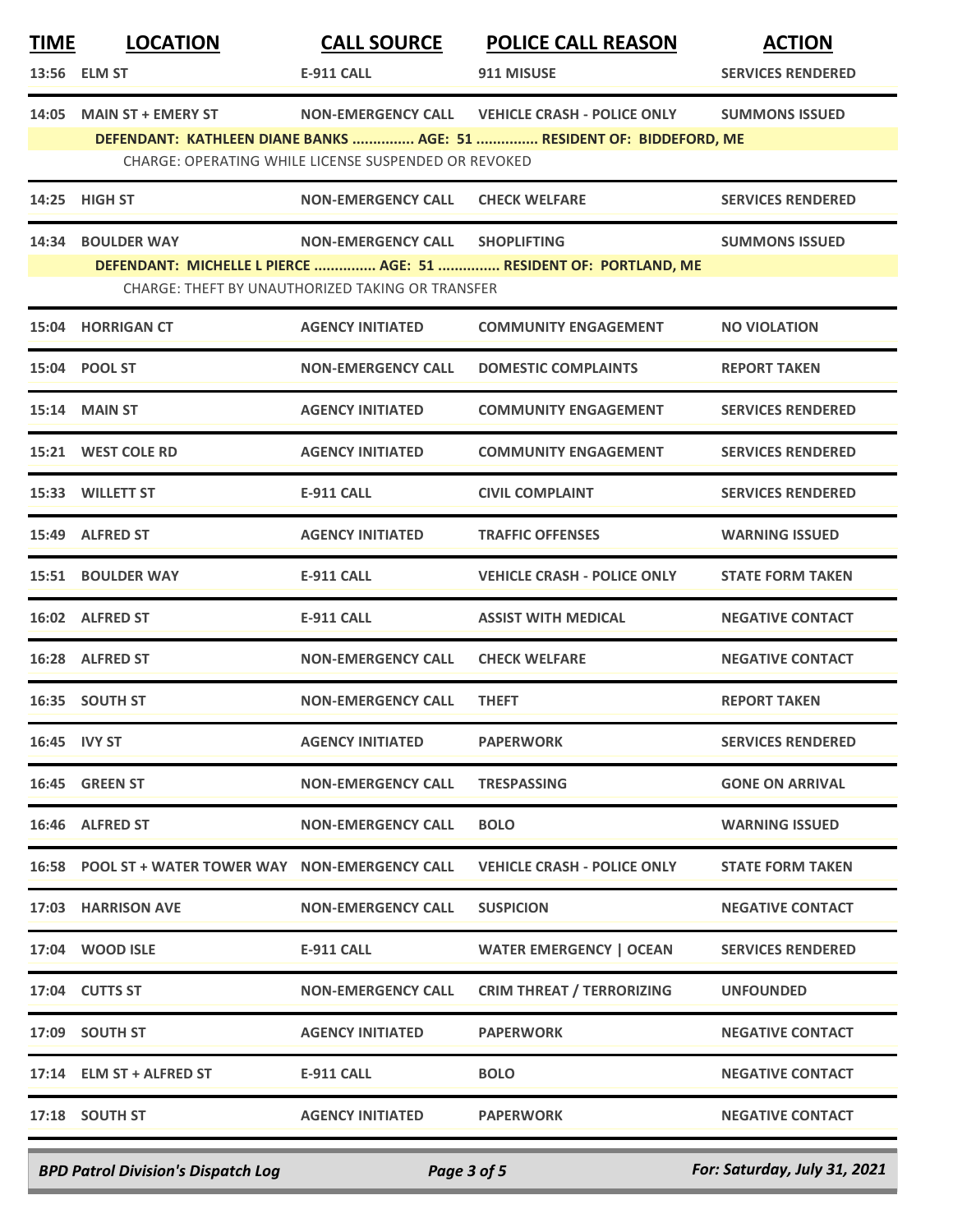| TIME | LOCATION | CALL SOURCE | POLICE CALL REASON | ACTION |
|---|---|---|---|---|
| 13:56 | ELM ST | E-911 CALL | 911 MISUSE | SERVICES RENDERED |
| 14:05 | MAIN ST + EMERY ST | NON-EMERGENCY CALL | VEHICLE CRASH - POLICE ONLY | SUMMONS ISSUED |
| | DEFENDANT: KATHLEEN DIANE BANKS ............... AGE: 51 ............... RESIDENT OF: BIDDEFORD, ME | | | |
| | CHARGE: OPERATING WHILE LICENSE SUSPENDED OR REVOKED | | | |
| 14:25 | HIGH ST | NON-EMERGENCY CALL | CHECK WELFARE | SERVICES RENDERED |
| 14:34 | BOULDER WAY | NON-EMERGENCY CALL | SHOPLIFTING | SUMMONS ISSUED |
| | DEFENDANT: MICHELLE L PIERCE ............... AGE: 51 ............... RESIDENT OF: PORTLAND, ME | | | |
| | CHARGE: THEFT BY UNAUTHORIZED TAKING OR TRANSFER | | | |
| 15:04 | HORRIGAN CT | AGENCY INITIATED | COMMUNITY ENGAGEMENT | NO VIOLATION |
| 15:04 | POOL ST | NON-EMERGENCY CALL | DOMESTIC COMPLAINTS | REPORT TAKEN |
| 15:14 | MAIN ST | AGENCY INITIATED | COMMUNITY ENGAGEMENT | SERVICES RENDERED |
| 15:21 | WEST COLE RD | AGENCY INITIATED | COMMUNITY ENGAGEMENT | SERVICES RENDERED |
| 15:33 | WILLETT ST | E-911 CALL | CIVIL COMPLAINT | SERVICES RENDERED |
| 15:49 | ALFRED ST | AGENCY INITIATED | TRAFFIC OFFENSES | WARNING ISSUED |
| 15:51 | BOULDER WAY | E-911 CALL | VEHICLE CRASH - POLICE ONLY | STATE FORM TAKEN |
| 16:02 | ALFRED ST | E-911 CALL | ASSIST WITH MEDICAL | NEGATIVE CONTACT |
| 16:28 | ALFRED ST | NON-EMERGENCY CALL | CHECK WELFARE | NEGATIVE CONTACT |
| 16:35 | SOUTH ST | NON-EMERGENCY CALL | THEFT | REPORT TAKEN |
| 16:45 | IVY ST | AGENCY INITIATED | PAPERWORK | SERVICES RENDERED |
| 16:45 | GREEN ST | NON-EMERGENCY CALL | TRESPASSING | GONE ON ARRIVAL |
| 16:46 | ALFRED ST | NON-EMERGENCY CALL | BOLO | WARNING ISSUED |
| 16:58 | POOL ST + WATER TOWER WAY | NON-EMERGENCY CALL | VEHICLE CRASH - POLICE ONLY | STATE FORM TAKEN |
| 17:03 | HARRISON AVE | NON-EMERGENCY CALL | SUSPICION | NEGATIVE CONTACT |
| 17:04 | WOOD ISLE | E-911 CALL | WATER EMERGENCY \| OCEAN | SERVICES RENDERED |
| 17:04 | CUTTS ST | NON-EMERGENCY CALL | CRIM THREAT / TERRORIZING | UNFOUNDED |
| 17:09 | SOUTH ST | AGENCY INITIATED | PAPERWORK | NEGATIVE CONTACT |
| 17:14 | ELM ST + ALFRED ST | E-911 CALL | BOLO | NEGATIVE CONTACT |
| 17:18 | SOUTH ST | AGENCY INITIATED | PAPERWORK | NEGATIVE CONTACT |

*BPD Patrol Division's Dispatch Log* — *For: Saturday, July 31, 2021*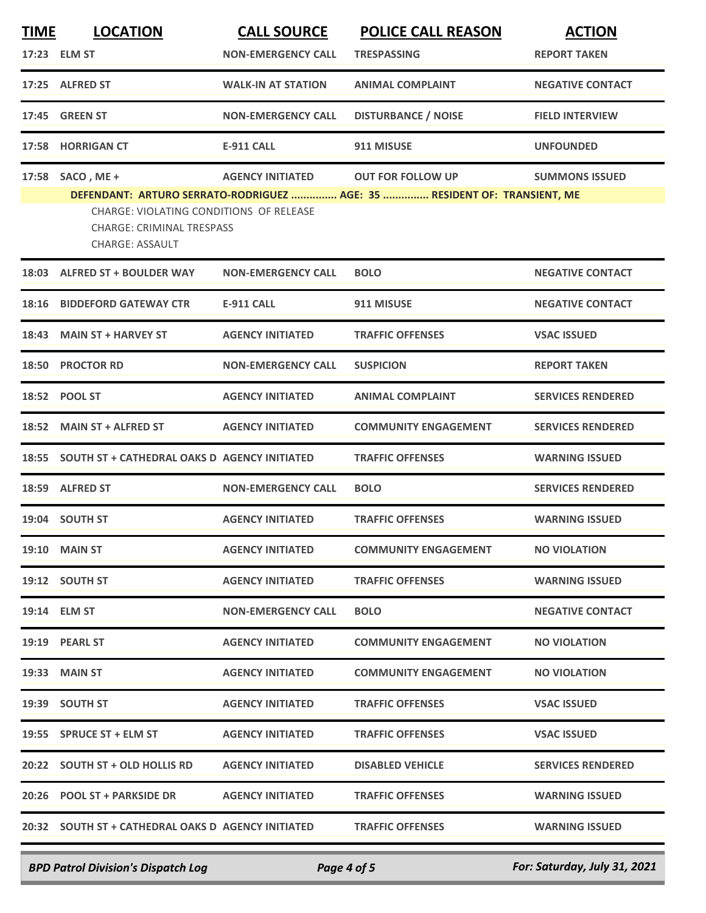| TIME | LOCATION | CALL SOURCE | POLICE CALL REASON | ACTION |
|---|---|---|---|---|
| 17:23 | ELM ST | NON-EMERGENCY CALL | TRESPASSING | REPORT TAKEN |
| 17:25 | ALFRED ST | WALK-IN AT STATION | ANIMAL COMPLAINT | NEGATIVE CONTACT |
| 17:45 | GREEN ST | NON-EMERGENCY CALL | DISTURBANCE / NOISE | FIELD INTERVIEW |
| 17:58 | HORRIGAN CT | E-911 CALL | 911 MISUSE | UNFOUNDED |
| 17:58 | SACO , ME + | AGENCY INITIATED | OUT FOR FOLLOW UP | SUMMONS ISSUED |

**DEFENDANT: ARTURO SERRATO-RODRIGUEZ ............... AGE: 35 ............... RESIDENT OF: TRANSIENT, ME**

CHARGE: VIOLATING CONDITIONS OF RELEASE
CHARGE: CRIMINAL TRESPASS
CHARGE: ASSAULT

| TIME | LOCATION | CALL SOURCE | POLICE CALL REASON | ACTION |
|---|---|---|---|---|
| 18:03 | ALFRED ST + BOULDER WAY | NON-EMERGENCY CALL | BOLO | NEGATIVE CONTACT |
| 18:16 | BIDDEFORD GATEWAY CTR | E-911 CALL | 911 MISUSE | NEGATIVE CONTACT |
| 18:43 | MAIN ST + HARVEY ST | AGENCY INITIATED | TRAFFIC OFFENSES | VSAC ISSUED |
| 18:50 | PROCTOR RD | NON-EMERGENCY CALL | SUSPICION | REPORT TAKEN |
| 18:52 | POOL ST | AGENCY INITIATED | ANIMAL COMPLAINT | SERVICES RENDERED |
| 18:52 | MAIN ST + ALFRED ST | AGENCY INITIATED | COMMUNITY ENGAGEMENT | SERVICES RENDERED |
| 18:55 | SOUTH ST + CATHEDRAL OAKS D | AGENCY INITIATED | TRAFFIC OFFENSES | WARNING ISSUED |
| 18:59 | ALFRED ST | NON-EMERGENCY CALL | BOLO | SERVICES RENDERED |
| 19:04 | SOUTH ST | AGENCY INITIATED | TRAFFIC OFFENSES | WARNING ISSUED |
| 19:10 | MAIN ST | AGENCY INITIATED | COMMUNITY ENGAGEMENT | NO VIOLATION |
| 19:12 | SOUTH ST | AGENCY INITIATED | TRAFFIC OFFENSES | WARNING ISSUED |
| 19:14 | ELM ST | NON-EMERGENCY CALL | BOLO | NEGATIVE CONTACT |
| 19:19 | PEARL ST | AGENCY INITIATED | COMMUNITY ENGAGEMENT | NO VIOLATION |
| 19:33 | MAIN ST | AGENCY INITIATED | COMMUNITY ENGAGEMENT | NO VIOLATION |
| 19:39 | SOUTH ST | AGENCY INITIATED | TRAFFIC OFFENSES | VSAC ISSUED |
| 19:55 | SPRUCE ST + ELM ST | AGENCY INITIATED | TRAFFIC OFFENSES | VSAC ISSUED |
| 20:22 | SOUTH ST + OLD HOLLIS RD | AGENCY INITIATED | DISABLED VEHICLE | SERVICES RENDERED |
| 20:26 | POOL ST + PARKSIDE DR | AGENCY INITIATED | TRAFFIC OFFENSES | WARNING ISSUED |
| 20:32 | SOUTH ST + CATHEDRAL OAKS D | AGENCY INITIATED | TRAFFIC OFFENSES | WARNING ISSUED |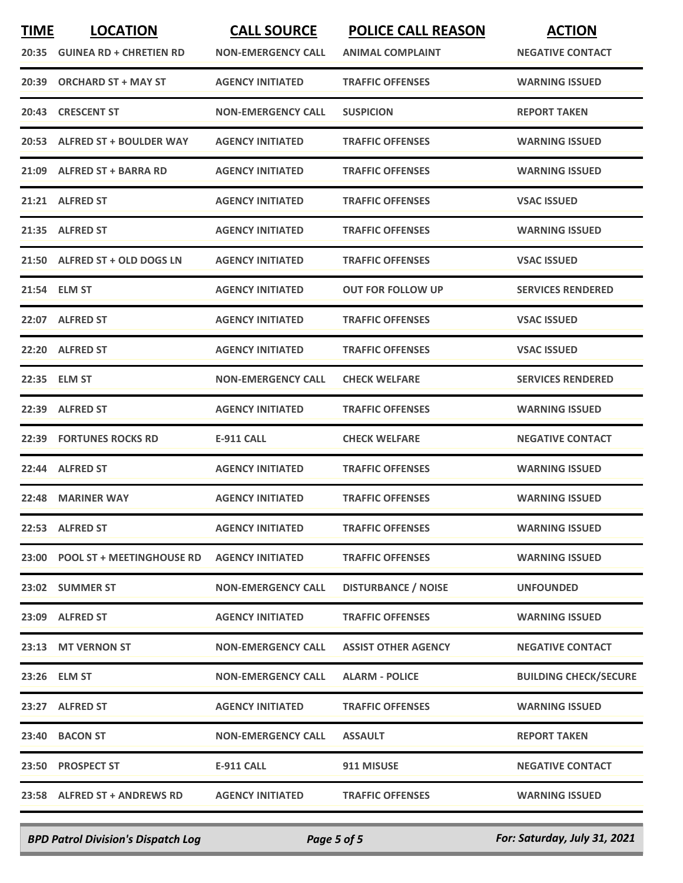| TIME | LOCATION | CALL SOURCE | POLICE CALL REASON | ACTION |
| --- | --- | --- | --- | --- |
| 20:35 | GUINEA RD + CHRETIEN RD | NON-EMERGENCY CALL | ANIMAL COMPLAINT | NEGATIVE CONTACT |
| 20:39 | ORCHARD ST + MAY ST | AGENCY INITIATED | TRAFFIC OFFENSES | WARNING ISSUED |
| 20:43 | CRESCENT ST | NON-EMERGENCY CALL | SUSPICION | REPORT TAKEN |
| 20:53 | ALFRED ST + BOULDER WAY | AGENCY INITIATED | TRAFFIC OFFENSES | WARNING ISSUED |
| 21:09 | ALFRED ST + BARRA RD | AGENCY INITIATED | TRAFFIC OFFENSES | WARNING ISSUED |
| 21:21 | ALFRED ST | AGENCY INITIATED | TRAFFIC OFFENSES | VSAC ISSUED |
| 21:35 | ALFRED ST | AGENCY INITIATED | TRAFFIC OFFENSES | WARNING ISSUED |
| 21:50 | ALFRED ST + OLD DOGS LN | AGENCY INITIATED | TRAFFIC OFFENSES | VSAC ISSUED |
| 21:54 | ELM ST | AGENCY INITIATED | OUT FOR FOLLOW UP | SERVICES RENDERED |
| 22:07 | ALFRED ST | AGENCY INITIATED | TRAFFIC OFFENSES | VSAC ISSUED |
| 22:20 | ALFRED ST | AGENCY INITIATED | TRAFFIC OFFENSES | VSAC ISSUED |
| 22:35 | ELM ST | NON-EMERGENCY CALL | CHECK WELFARE | SERVICES RENDERED |
| 22:39 | ALFRED ST | AGENCY INITIATED | TRAFFIC OFFENSES | WARNING ISSUED |
| 22:39 | FORTUNES ROCKS RD | E-911 CALL | CHECK WELFARE | NEGATIVE CONTACT |
| 22:44 | ALFRED ST | AGENCY INITIATED | TRAFFIC OFFENSES | WARNING ISSUED |
| 22:48 | MARINER WAY | AGENCY INITIATED | TRAFFIC OFFENSES | WARNING ISSUED |
| 22:53 | ALFRED ST | AGENCY INITIATED | TRAFFIC OFFENSES | WARNING ISSUED |
| 23:00 | POOL ST + MEETINGHOUSE RD | AGENCY INITIATED | TRAFFIC OFFENSES | WARNING ISSUED |
| 23:02 | SUMMER ST | NON-EMERGENCY CALL | DISTURBANCE / NOISE | UNFOUNDED |
| 23:09 | ALFRED ST | AGENCY INITIATED | TRAFFIC OFFENSES | WARNING ISSUED |
| 23:13 | MT VERNON ST | NON-EMERGENCY CALL | ASSIST OTHER AGENCY | NEGATIVE CONTACT |
| 23:26 | ELM ST | NON-EMERGENCY CALL | ALARM - POLICE | BUILDING CHECK/SECURE |
| 23:27 | ALFRED ST | AGENCY INITIATED | TRAFFIC OFFENSES | WARNING ISSUED |
| 23:40 | BACON ST | NON-EMERGENCY CALL | ASSAULT | REPORT TAKEN |
| 23:50 | PROSPECT ST | E-911 CALL | 911 MISUSE | NEGATIVE CONTACT |
| 23:58 | ALFRED ST + ANDREWS RD | AGENCY INITIATED | TRAFFIC OFFENSES | WARNING ISSUED |